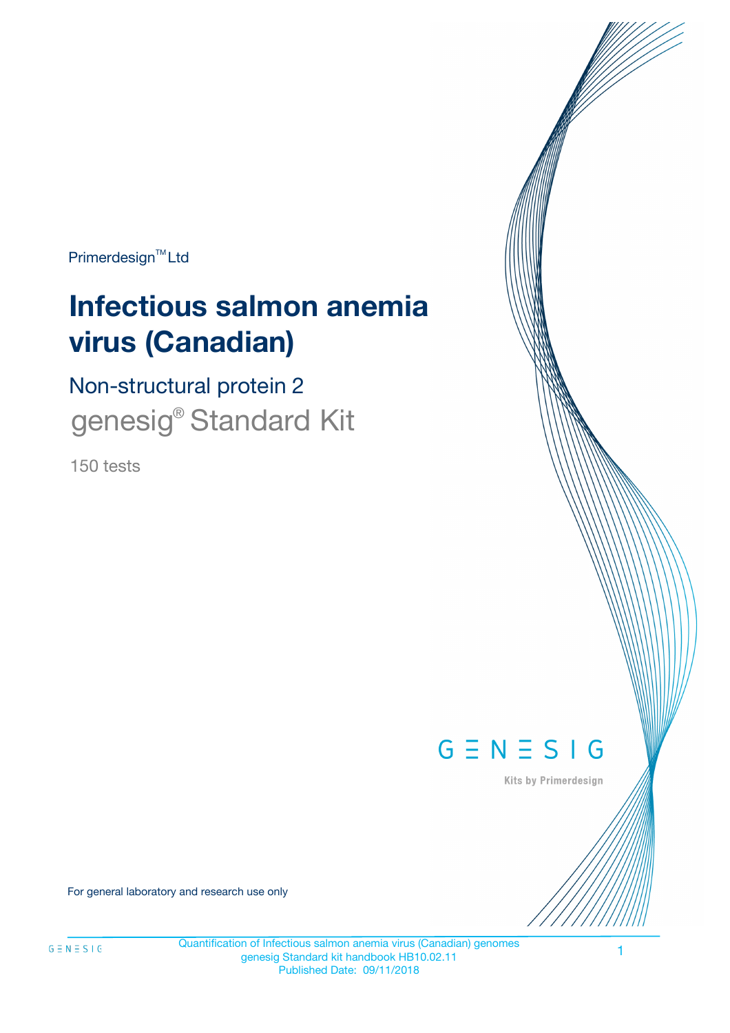Primerdesign™ Ltd

# Infectious salmon anemia virus (Canadian)

## Non-structural protein 2

genesig® Standard Kit

150 tests

GENESIG

Kits by Primerdesign

For general laboratory and research use only

Quantification of Infectious salmon anemia virus (Canadian) genomes
genesig Standard kit handbook HB10.02.11
Published Date: 09/11/2018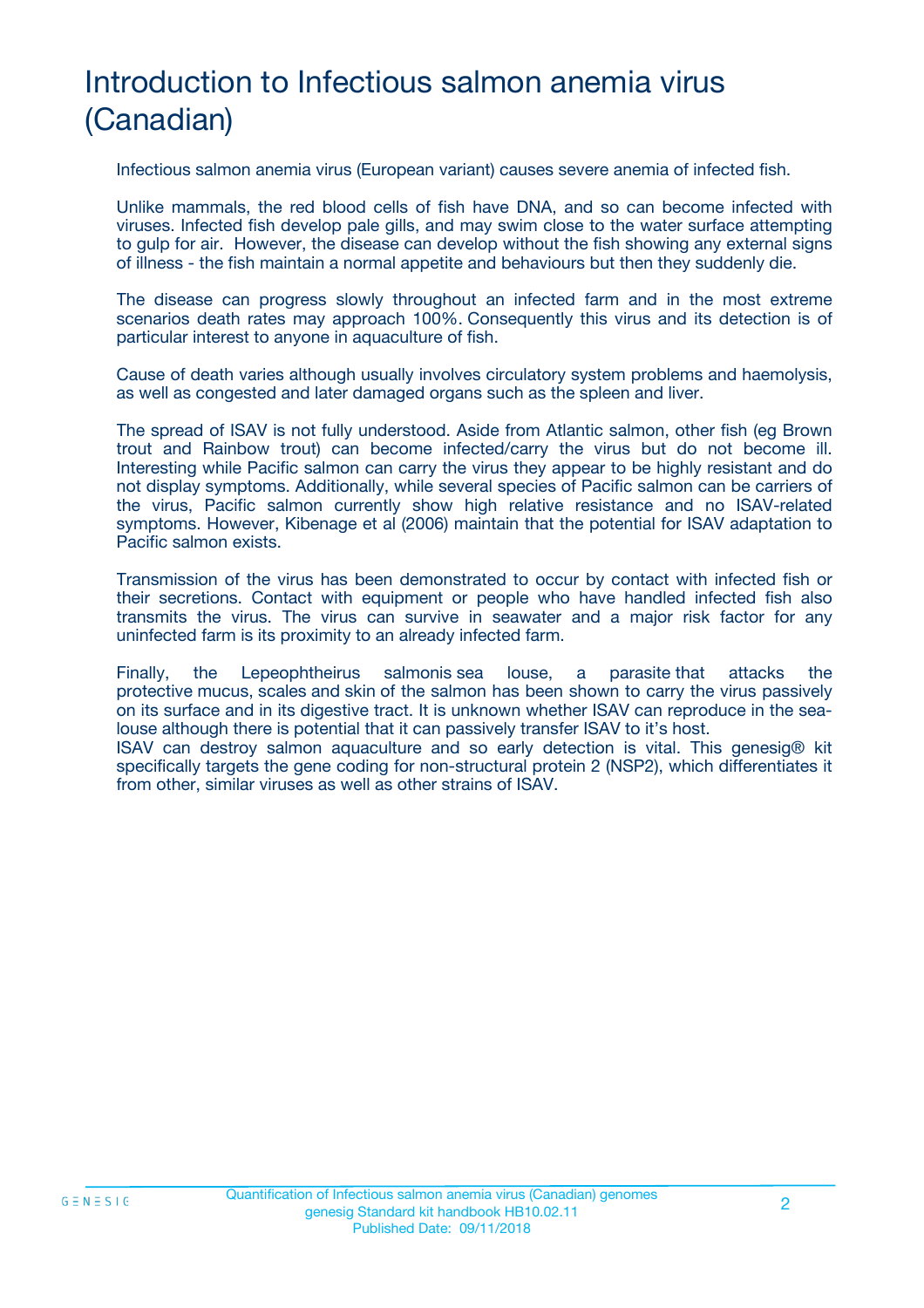# Introduction to Infectious salmon anemia virus (Canadian)

Infectious salmon anemia virus (European variant) causes severe anemia of infected fish.

Unlike mammals, the red blood cells of fish have DNA, and so can become infected with viruses. Infected fish develop pale gills, and may swim close to the water surface attempting to gulp for air. However, the disease can develop without the fish showing any external signs of illness - the fish maintain a normal appetite and behaviours but then they suddenly die.

The disease can progress slowly throughout an infected farm and in the most extreme scenarios death rates may approach 100%. Consequently this virus and its detection is of particular interest to anyone in aquaculture of fish.

Cause of death varies although usually involves circulatory system problems and haemolysis, as well as congested and later damaged organs such as the spleen and liver.

The spread of ISAV is not fully understood. Aside from Atlantic salmon, other fish (eg Brown trout and Rainbow trout) can become infected/carry the virus but do not become ill. Interesting while Pacific salmon can carry the virus they appear to be highly resistant and do not display symptoms. Additionally, while several species of Pacific salmon can be carriers of the virus, Pacific salmon currently show high relative resistance and no ISAV-related symptoms. However, Kibenage et al (2006) maintain that the potential for ISAV adaptation to Pacific salmon exists.

Transmission of the virus has been demonstrated to occur by contact with infected fish or their secretions. Contact with equipment or people who have handled infected fish also transmits the virus. The virus can survive in seawater and a major risk factor for any uninfected farm is its proximity to an already infected farm.

Finally, the Lepeophtheirus salmonis sea louse, a parasite that attacks the protective mucus, scales and skin of the salmon has been shown to carry the virus passively on its surface and in its digestive tract. It is unknown whether ISAV can reproduce in the sea-louse although there is potential that it can passively transfer ISAV to it's host.
ISAV can destroy salmon aquaculture and so early detection is vital. This genesig® kit specifically targets the gene coding for non-structural protein 2 (NSP2), which differentiates it from other, similar viruses as well as other strains of ISAV.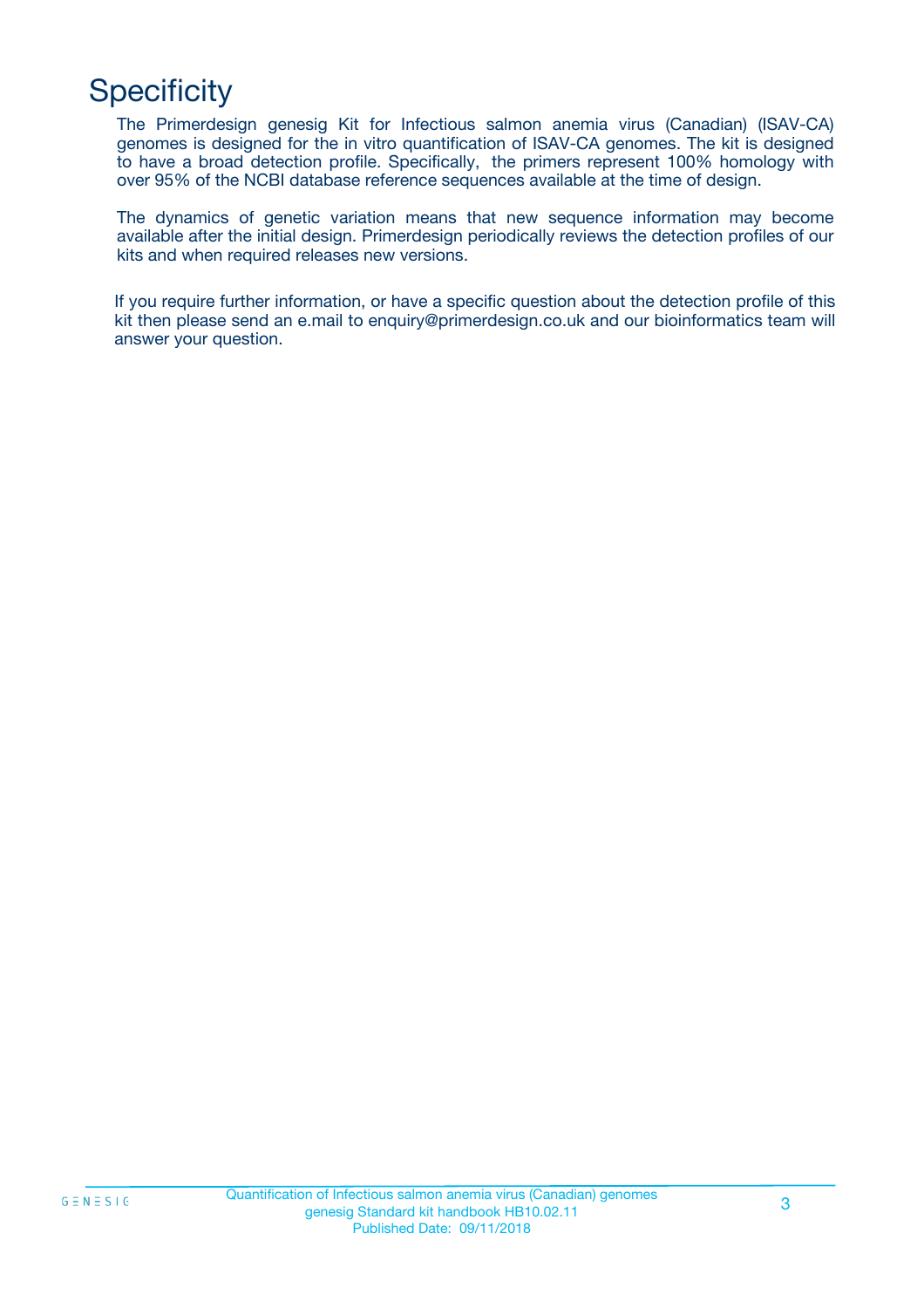# Specificity

The Primerdesign genesig Kit for Infectious salmon anemia virus (Canadian) (ISAV-CA) genomes is designed for the in vitro quantification of ISAV-CA genomes. The kit is designed to have a broad detection profile. Specifically, the primers represent 100% homology with over 95% of the NCBI database reference sequences available at the time of design.

The dynamics of genetic variation means that new sequence information may become available after the initial design. Primerdesign periodically reviews the detection profiles of our kits and when required releases new versions.

If you require further information, or have a specific question about the detection profile of this kit then please send an e.mail to enquiry@primerdesign.co.uk and our bioinformatics team will answer your question.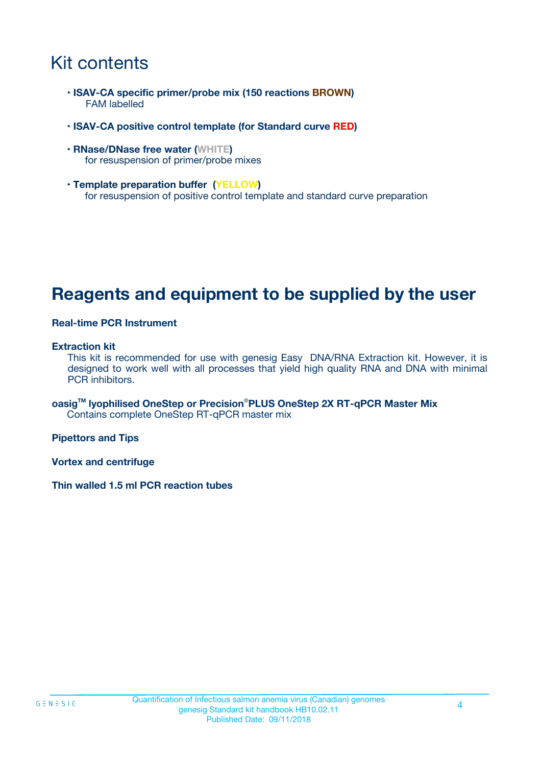# Kit contents

- **ISAV-CA specific primer/probe mix (150 reactions BROWN)**
  FAM labelled
- **ISAV-CA positive control template (for Standard curve RED)**
- **RNase/DNase free water (WHITE)**
  for resuspension of primer/probe mixes
- **Template preparation buffer (YELLOW)**
  for resuspension of positive control template and standard curve preparation

# Reagents and equipment to be supplied by the user

**Real-time PCR Instrument**

**Extraction kit**
This kit is recommended for use with genesig Easy DNA/RNA Extraction kit. However, it is designed to work well with all processes that yield high quality RNA and DNA with minimal PCR inhibitors.

**oasig™ lyophilised OneStep or Precision®PLUS OneStep 2X RT-qPCR Master Mix**
Contains complete OneStep RT-qPCR master mix

**Pipettors and Tips**

**Vortex and centrifuge**

**Thin walled 1.5 ml PCR reaction tubes**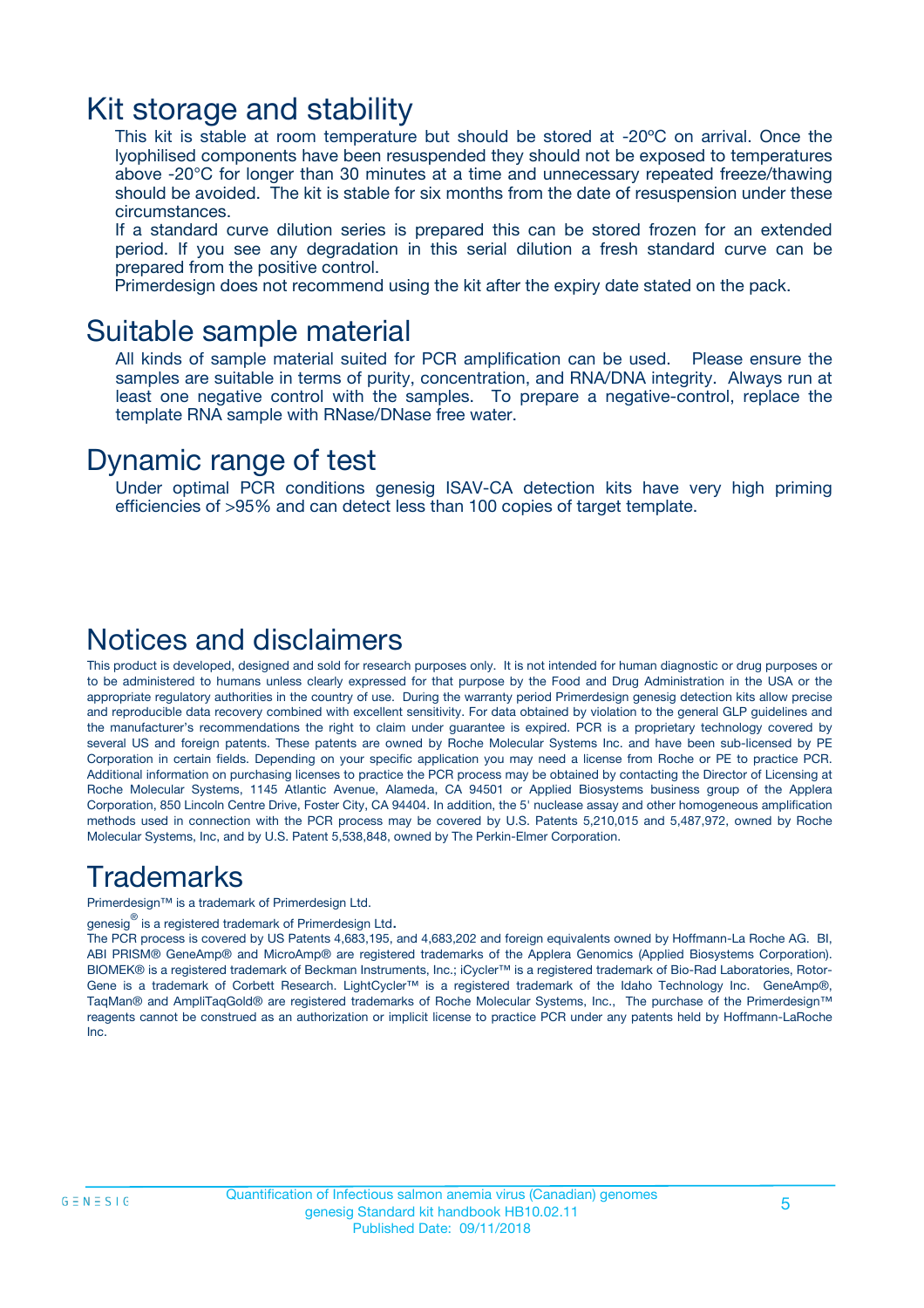# Kit storage and stability

This kit is stable at room temperature but should be stored at -20ºC on arrival. Once the lyophilised components have been resuspended they should not be exposed to temperatures above -20°C for longer than 30 minutes at a time and unnecessary repeated freeze/thawing should be avoided. The kit is stable for six months from the date of resuspension under these circumstances.

If a standard curve dilution series is prepared this can be stored frozen for an extended period. If you see any degradation in this serial dilution a fresh standard curve can be prepared from the positive control.

Primerdesign does not recommend using the kit after the expiry date stated on the pack.

# Suitable sample material

All kinds of sample material suited for PCR amplification can be used. Please ensure the samples are suitable in terms of purity, concentration, and RNA/DNA integrity. Always run at least one negative control with the samples. To prepare a negative-control, replace the template RNA sample with RNase/DNase free water.

# Dynamic range of test

Under optimal PCR conditions genesig ISAV-CA detection kits have very high priming efficiencies of >95% and can detect less than 100 copies of target template.

# Notices and disclaimers

This product is developed, designed and sold for research purposes only. It is not intended for human diagnostic or drug purposes or to be administered to humans unless clearly expressed for that purpose by the Food and Drug Administration in the USA or the appropriate regulatory authorities in the country of use. During the warranty period Primerdesign genesig detection kits allow precise and reproducible data recovery combined with excellent sensitivity. For data obtained by violation to the general GLP guidelines and the manufacturer's recommendations the right to claim under guarantee is expired. PCR is a proprietary technology covered by several US and foreign patents. These patents are owned by Roche Molecular Systems Inc. and have been sub-licensed by PE Corporation in certain fields. Depending on your specific application you may need a license from Roche or PE to practice PCR. Additional information on purchasing licenses to practice the PCR process may be obtained by contacting the Director of Licensing at Roche Molecular Systems, 1145 Atlantic Avenue, Alameda, CA 94501 or Applied Biosystems business group of the Applera Corporation, 850 Lincoln Centre Drive, Foster City, CA 94404. In addition, the 5' nuclease assay and other homogeneous amplification methods used in connection with the PCR process may be covered by U.S. Patents 5,210,015 and 5,487,972, owned by Roche Molecular Systems, Inc, and by U.S. Patent 5,538,848, owned by The Perkin-Elmer Corporation.

# Trademarks

Primerdesign™ is a trademark of Primerdesign Ltd.

genesig® is a registered trademark of Primerdesign Ltd.

The PCR process is covered by US Patents 4,683,195, and 4,683,202 and foreign equivalents owned by Hoffmann-La Roche AG. BI, ABI PRISM® GeneAmp® and MicroAmp® are registered trademarks of the Applera Genomics (Applied Biosystems Corporation). BIOMEK® is a registered trademark of Beckman Instruments, Inc.; iCycler™ is a registered trademark of Bio-Rad Laboratories, Rotor-Gene is a trademark of Corbett Research. LightCycler™ is a registered trademark of the Idaho Technology Inc. GeneAmp®, TaqMan® and AmpliTaqGold® are registered trademarks of Roche Molecular Systems, Inc., The purchase of the Primerdesign™ reagents cannot be construed as an authorization or implicit license to practice PCR under any patents held by Hoffmann-LaRoche Inc.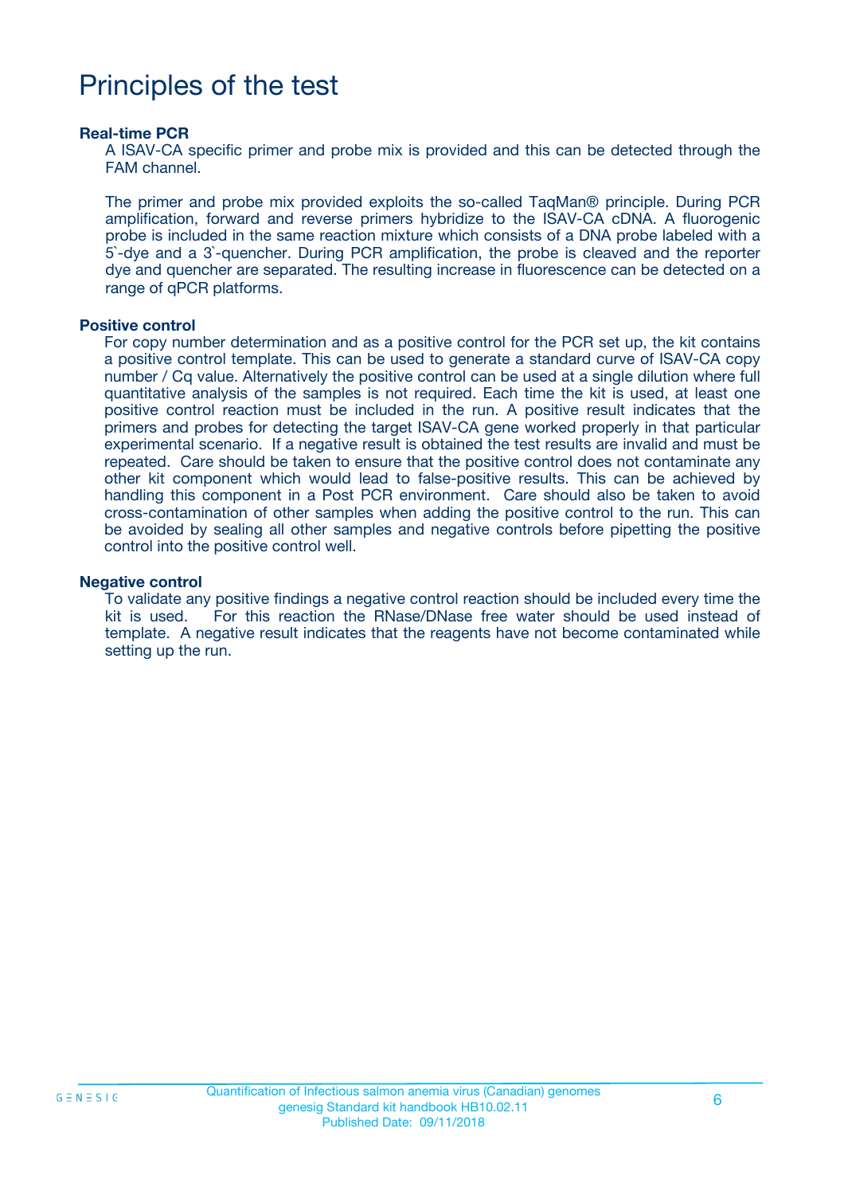# Principles of the test

**Real-time PCR**

A ISAV-CA specific primer and probe mix is provided and this can be detected through the FAM channel.

The primer and probe mix provided exploits the so-called TaqMan® principle. During PCR amplification, forward and reverse primers hybridize to the ISAV-CA cDNA. A fluorogenic probe is included in the same reaction mixture which consists of a DNA probe labeled with a 5`-dye and a 3`-quencher. During PCR amplification, the probe is cleaved and the reporter dye and quencher are separated. The resulting increase in fluorescence can be detected on a range of qPCR platforms.

**Positive control**

For copy number determination and as a positive control for the PCR set up, the kit contains a positive control template. This can be used to generate a standard curve of ISAV-CA copy number / Cq value. Alternatively the positive control can be used at a single dilution where full quantitative analysis of the samples is not required. Each time the kit is used, at least one positive control reaction must be included in the run. A positive result indicates that the primers and probes for detecting the target ISAV-CA gene worked properly in that particular experimental scenario. If a negative result is obtained the test results are invalid and must be repeated. Care should be taken to ensure that the positive control does not contaminate any other kit component which would lead to false-positive results. This can be achieved by handling this component in a Post PCR environment. Care should also be taken to avoid cross-contamination of other samples when adding the positive control to the run. This can be avoided by sealing all other samples and negative controls before pipetting the positive control into the positive control well.

**Negative control**

To validate any positive findings a negative control reaction should be included every time the kit is used. For this reaction the RNase/DNase free water should be used instead of template. A negative result indicates that the reagents have not become contaminated while setting up the run.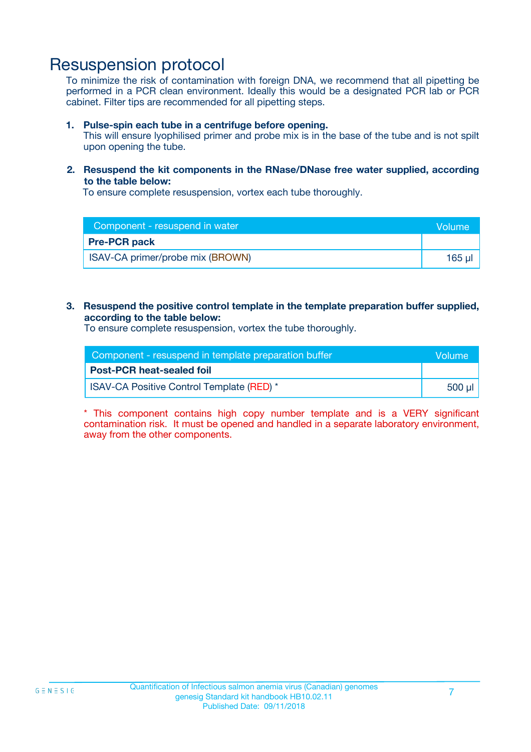# Resuspension protocol

To minimize the risk of contamination with foreign DNA, we recommend that all pipetting be performed in a PCR clean environment. Ideally this would be a designated PCR lab or PCR cabinet. Filter tips are recommended for all pipetting steps.

1. **Pulse-spin each tube in a centrifuge before opening.**
   This will ensure lyophilised primer and probe mix is in the base of the tube and is not spilt upon opening the tube.

2. **Resuspend the kit components in the RNase/DNase free water supplied, according to the table below:**
   To ensure complete resuspension, vortex each tube thoroughly.

| Component - resuspend in water | Volume |
|---|---|
| **Pre-PCR pack** | |
| ISAV-CA primer/probe mix (BROWN) | 165 µl |

3. **Resuspend the positive control template in the template preparation buffer supplied, according to the table below:**
   To ensure complete resuspension, vortex the tube thoroughly.

| Component - resuspend in template preparation buffer | Volume |
|---|---|
| **Post-PCR heat-sealed foil** | |
| ISAV-CA Positive Control Template (RED) * | 500 µl |

* This component contains high copy number template and is a VERY significant contamination risk. It must be opened and handled in a separate laboratory environment, away from the other components.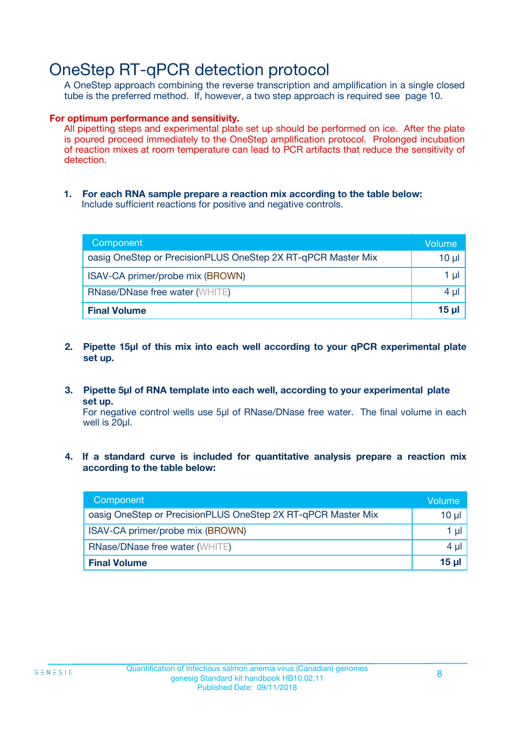# OneStep RT-qPCR detection protocol

A OneStep approach combining the reverse transcription and amplification in a single closed tube is the preferred method. If, however, a two step approach is required see page 10.

**For optimum performance and sensitivity.**

All pipetting steps and experimental plate set up should be performed on ice. After the plate is poured proceed immediately to the OneStep amplification protocol. Prolonged incubation of reaction mixes at room temperature can lead to PCR artifacts that reduce the sensitivity of detection.

1. **For each RNA sample prepare a reaction mix according to the table below:**
   Include sufficient reactions for positive and negative controls.

| Component | Volume |
|---|---|
| oasig OneStep or PrecisionPLUS OneStep 2X RT-qPCR Master Mix | 10 µl |
| ISAV-CA primer/probe mix (BROWN) | 1 µl |
| RNase/DNase free water (WHITE) | 4 µl |
| **Final Volume** | **15 µl** |

2. **Pipette 15µl of this mix into each well according to your qPCR experimental plate set up.**

3. **Pipette 5µl of RNA template into each well, according to your experimental plate set up.**
   For negative control wells use 5µl of RNase/DNase free water. The final volume in each well is 20µl.

4. **If a standard curve is included for quantitative analysis prepare a reaction mix according to the table below:**

| Component | Volume |
|---|---|
| oasig OneStep or PrecisionPLUS OneStep 2X RT-qPCR Master Mix | 10 µl |
| ISAV-CA primer/probe mix (BROWN) | 1 µl |
| RNase/DNase free water (WHITE) | 4 µl |
| **Final Volume** | **15 µl** |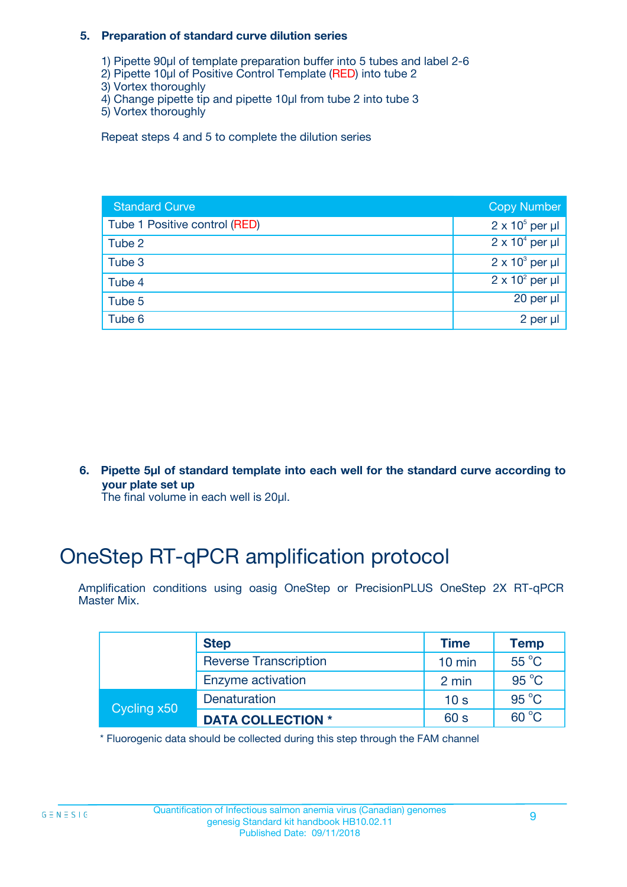**5. Preparation of standard curve dilution series**

1) Pipette 90µl of template preparation buffer into 5 tubes and label 2-6
2) Pipette 10µl of Positive Control Template (RED) into tube 2
3) Vortex thoroughly
4) Change pipette tip and pipette 10µl from tube 2 into tube 3
5) Vortex thoroughly

Repeat steps 4 and 5 to complete the dilution series

| Standard Curve | Copy Number |
|---|---|
| Tube 1 Positive control (RED) | $2 \times 10^5$ per µl |
| Tube 2 | $2 \times 10^4$ per µl |
| Tube 3 | $2 \times 10^3$ per µl |
| Tube 4 | $2 \times 10^2$ per µl |
| Tube 5 | 20 per µl |
| Tube 6 | 2 per µl |

**6. Pipette 5µl of standard template into each well for the standard curve according to your plate set up**
The final volume in each well is 20µl.

# OneStep RT-qPCR amplification protocol

Amplification conditions using oasig OneStep or PrecisionPLUS OneStep 2X RT-qPCR Master Mix.

| | Step | Time | Temp |
|---|---|---|---|
| | Reverse Transcription | 10 min | 55 °C |
| | Enzyme activation | 2 min | 95 °C |
| Cycling x50 | Denaturation | 10 s | 95 °C |
| | **DATA COLLECTION *** | 60 s | 60 °C |

* Fluorogenic data should be collected during this step through the FAM channel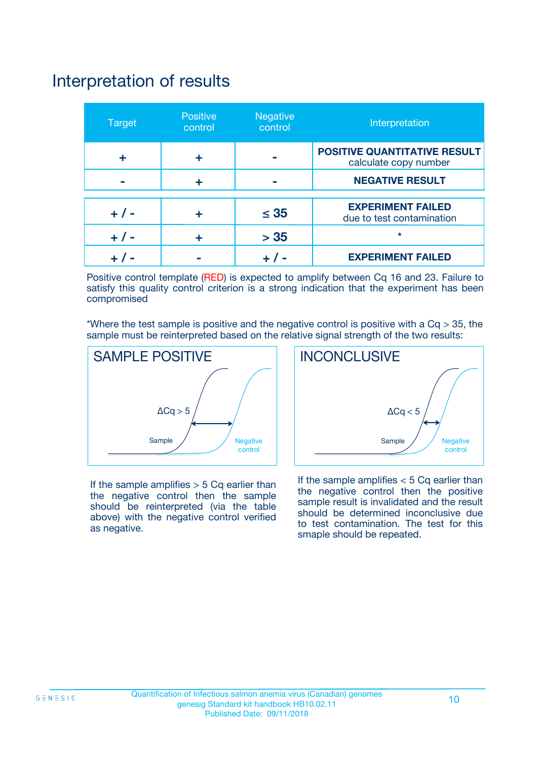# Interpretation of results

| Target | Positive control | Negative control | Interpretation |
|---|---|---|---|
| + | + | - | **POSITIVE QUANTITATIVE RESULT** calculate copy number |
| - | + | - | **NEGATIVE RESULT** |
| + / - | + | ≤ 35 | **EXPERIMENT FAILED** due to test contamination |
| + / - | + | > 35 | * |
| + / - | - | + / - | **EXPERIMENT FAILED** |

Positive control template (RED) is expected to amplify between Cq 16 and 23. Failure to satisfy this quality control criterion is a strong indication that the experiment has been compromised

*Where the test sample is positive and the negative control is positive with a Cq > 35, the sample must be reinterpreted based on the relative signal strength of the two results:

SAMPLE POSITIVE

ΔCq > 5

Sample

Negative control

If the sample amplifies > 5 Cq earlier than the negative control then the sample should be reinterpreted (via the table above) with the negative control verified as negative.

INCONCLUSIVE

ΔCq < 5

Sample

Negative control

If the sample amplifies < 5 Cq earlier than the negative control then the positive sample result is invalidated and the result should be determined inconclusive due to test contamination. The test for this smaple should be repeated.